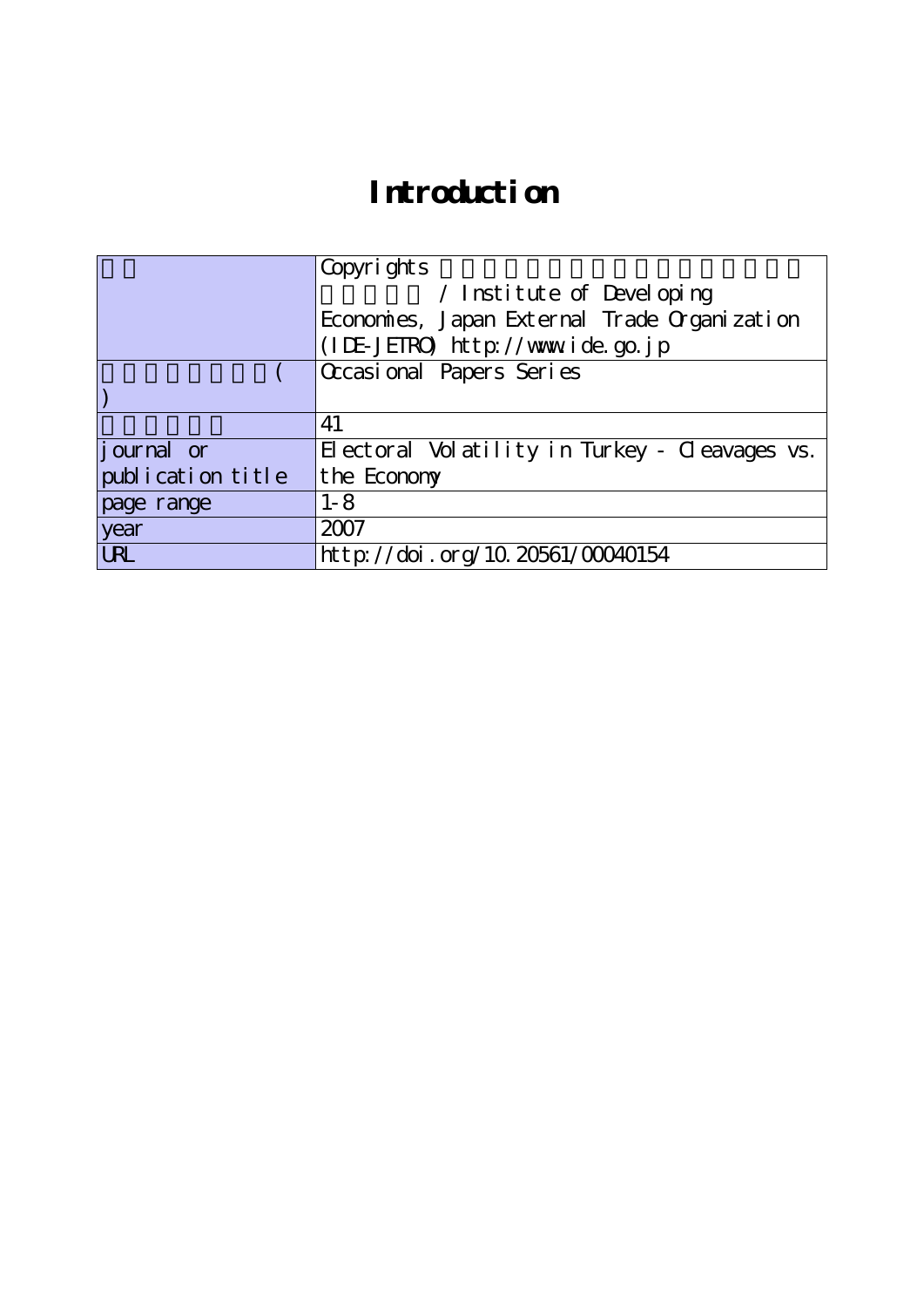# Introduction

| | |
|---|---|
| | Copyrights / Institute of Developing Economies, Japan External Trade Organization (IDE-JETRO) http://www.ide.go.jp |
| ( ) | Occasional Papers Series |
| | 41 |
| journal or publication title | Electoral Volatility in Turkey - Cleavages vs. the Economy |
| page range | 1-8 |
| year | 2007 |
| URL | http://doi.org/10.20561/00040154 |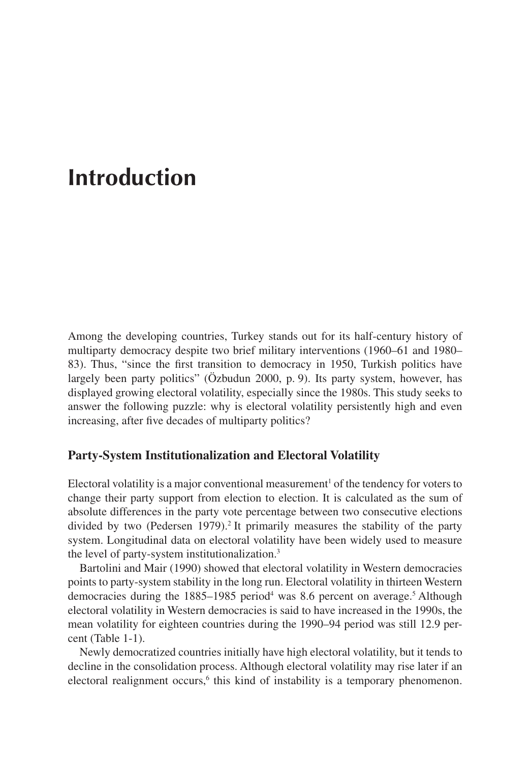# Introduction

Among the developing countries, Turkey stands out for its half-century history of multiparty democracy despite two brief military interventions (1960–61 and 1980–83). Thus, "since the first transition to democracy in 1950, Turkish politics have largely been party politics" (Özbudun 2000, p. 9). Its party system, however, has displayed growing electoral volatility, especially since the 1980s. This study seeks to answer the following puzzle: why is electoral volatility persistently high and even increasing, after five decades of multiparty politics?

## Party-System Institutionalization and Electoral Volatility

Electoral volatility is a major conventional measurement[1] of the tendency for voters to change their party support from election to election. It is calculated as the sum of absolute differences in the party vote percentage between two consecutive elections divided by two (Pedersen 1979).[2] It primarily measures the stability of the party system. Longitudinal data on electoral volatility have been widely used to measure the level of party-system institutionalization.[3]

Bartolini and Mair (1990) showed that electoral volatility in Western democracies points to party-system stability in the long run. Electoral volatility in thirteen Western democracies during the 1885–1985 period[4] was 8.6 percent on average.[5] Although electoral volatility in Western democracies is said to have increased in the 1990s, the mean volatility for eighteen countries during the 1990–94 period was still 12.9 percent (Table 1-1).

Newly democratized countries initially have high electoral volatility, but it tends to decline in the consolidation process. Although electoral volatility may rise later if an electoral realignment occurs,[6] this kind of instability is a temporary phenomenon.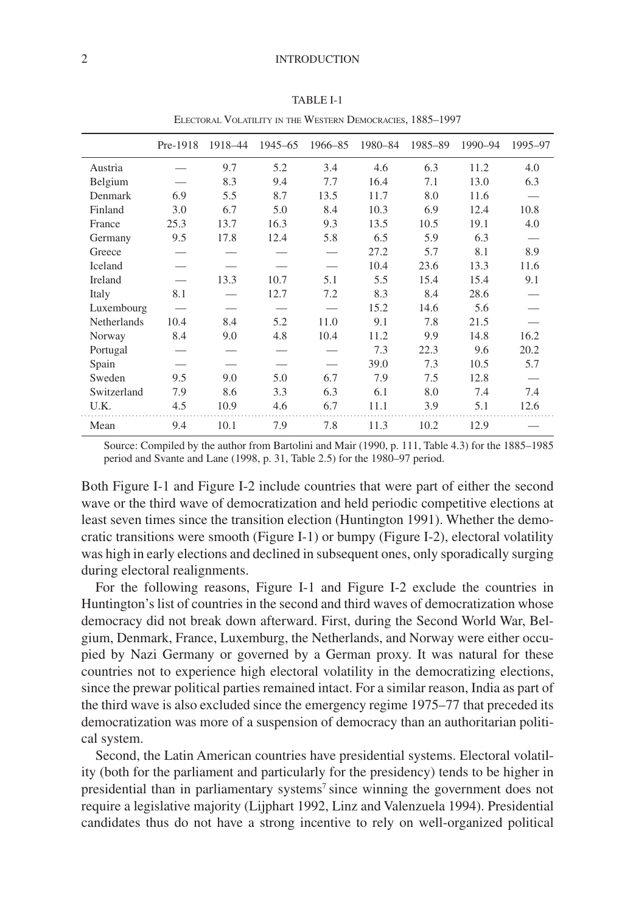TABLE I-1

Electoral Volatility in the Western Democracies, 1885–1997

| | Pre-1918 | 1918–44 | 1945–65 | 1966–85 | 1980–84 | 1985–89 | 1990–94 | 1995–97 |
|---|---|---|---|---|---|---|---|---|
| Austria | — | 9.7 | 5.2 | 3.4 | 4.6 | 6.3 | 11.2 | 4.0 |
| Belgium | — | 8.3 | 9.4 | 7.7 | 16.4 | 7.1 | 13.0 | 6.3 |
| Denmark | 6.9 | 5.5 | 8.7 | 13.5 | 11.7 | 8.0 | 11.6 | — |
| Finland | 3.0 | 6.7 | 5.0 | 8.4 | 10.3 | 6.9 | 12.4 | 10.8 |
| France | 25.3 | 13.7 | 16.3 | 9.3 | 13.5 | 10.5 | 19.1 | 4.0 |
| Germany | 9.5 | 17.8 | 12.4 | 5.8 | 6.5 | 5.9 | 6.3 | — |
| Greece | — | — | — | — | 27.2 | 5.7 | 8.1 | 8.9 |
| Iceland | — | — | — | — | 10.4 | 23.6 | 13.3 | 11.6 |
| Ireland | — | 13.3 | 10.7 | 5.1 | 5.5 | 15.4 | 15.4 | 9.1 |
| Italy | 8.1 | — | 12.7 | 7.2 | 8.3 | 8.4 | 28.6 | — |
| Luxembourg | — | — | — | — | 15.2 | 14.6 | 5.6 | — |
| Netherlands | 10.4 | 8.4 | 5.2 | 11.0 | 9.1 | 7.8 | 21.5 | — |
| Norway | 8.4 | 9.0 | 4.8 | 10.4 | 11.2 | 9.9 | 14.8 | 16.2 |
| Portugal | — | — | — | — | 7.3 | 22.3 | 9.6 | 20.2 |
| Spain | — | — | — | — | 39.0 | 7.3 | 10.5 | 5.7 |
| Sweden | 9.5 | 9.0 | 5.0 | 6.7 | 7.9 | 7.5 | 12.8 | — |
| Switzerland | 7.9 | 8.6 | 3.3 | 6.3 | 6.1 | 8.0 | 7.4 | 7.4 |
| U.K. | 4.5 | 10.9 | 4.6 | 6.7 | 11.1 | 3.9 | 5.1 | 12.6 |
| Mean | 9.4 | 10.1 | 7.9 | 7.8 | 11.3 | 10.2 | 12.9 | — |

Source: Compiled by the author from Bartolini and Mair (1990, p. 111, Table 4.3) for the 1885–1985 period and Svante and Lane (1998, p. 31, Table 2.5) for the 1980–97 period.

Both Figure I-1 and Figure I-2 include countries that were part of either the second wave or the third wave of democratization and held periodic competitive elections at least seven times since the transition election (Huntington 1991). Whether the democratic transitions were smooth (Figure I-1) or bumpy (Figure I-2), electoral volatility was high in early elections and declined in subsequent ones, only sporadically surging during electoral realignments.

For the following reasons, Figure I-1 and Figure I-2 exclude the countries in Huntington's list of countries in the second and third waves of democratization whose democracy did not break down afterward. First, during the Second World War, Belgium, Denmark, France, Luxemburg, the Netherlands, and Norway were either occupied by Nazi Germany or governed by a German proxy. It was natural for these countries not to experience high electoral volatility in the democratizing elections, since the prewar political parties remained intact. For a similar reason, India as part of the third wave is also excluded since the emergency regime 1975–77 that preceded its democratization was more of a suspension of democracy than an authoritarian political system.

Second, the Latin American countries have presidential systems. Electoral volatility (both for the parliament and particularly for the presidency) tends to be higher in presidential than in parliamentary systems[7] since winning the government does not require a legislative majority (Lijphart 1992, Linz and Valenzuela 1994). Presidential candidates thus do not have a strong incentive to rely on well-organized political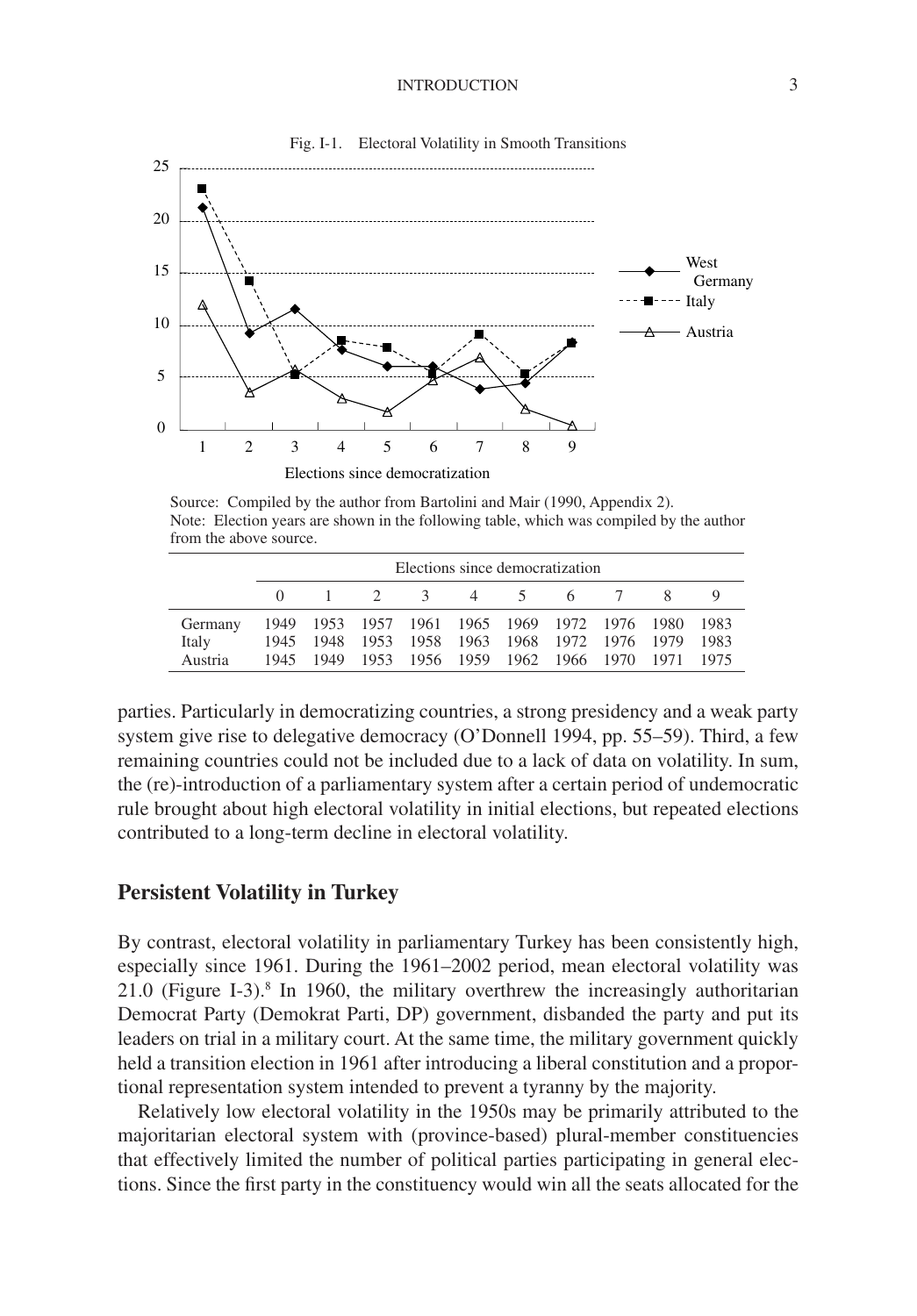Fig. I-1. Electoral Volatility in Smooth Transitions

Source: Compiled by the author from Bartolini and Mair (1990, Appendix 2).
Note: Election years are shown in the following table, which was compiled by the author from the above source.

| | Elections since democratization | | | | | | | | | |
|---|---|---|---|---|---|---|---|---|---|---|
| | 0 | 1 | 2 | 3 | 4 | 5 | 6 | 7 | 8 | 9 |
| Germany | 1949 | 1953 | 1957 | 1961 | 1965 | 1969 | 1972 | 1976 | 1980 | 1983 |
| Italy | 1945 | 1948 | 1953 | 1958 | 1963 | 1968 | 1972 | 1976 | 1979 | 1983 |
| Austria | 1945 | 1949 | 1953 | 1956 | 1959 | 1962 | 1966 | 1970 | 1971 | 1975 |

parties. Particularly in democratizing countries, a strong presidency and a weak party system give rise to delegative democracy (O'Donnell 1994, pp. 55–59). Third, a few remaining countries could not be included due to a lack of data on volatility. In sum, the (re)-introduction of a parliamentary system after a certain period of undemocratic rule brought about high electoral volatility in initial elections, but repeated elections contributed to a long-term decline in electoral volatility.

## Persistent Volatility in Turkey

By contrast, electoral volatility in parliamentary Turkey has been consistently high, especially since 1961. During the 1961–2002 period, mean electoral volatility was 21.0 (Figure I-3).[8] In 1960, the military overthrew the increasingly authoritarian Democrat Party (Demokrat Parti, DP) government, disbanded the party and put its leaders on trial in a military court. At the same time, the military government quickly held a transition election in 1961 after introducing a liberal constitution and a proportional representation system intended to prevent a tyranny by the majority.

Relatively low electoral volatility in the 1950s may be primarily attributed to the majoritarian electoral system with (province-based) plural-member constituencies that effectively limited the number of political parties participating in general elections. Since the first party in the constituency would win all the seats allocated for the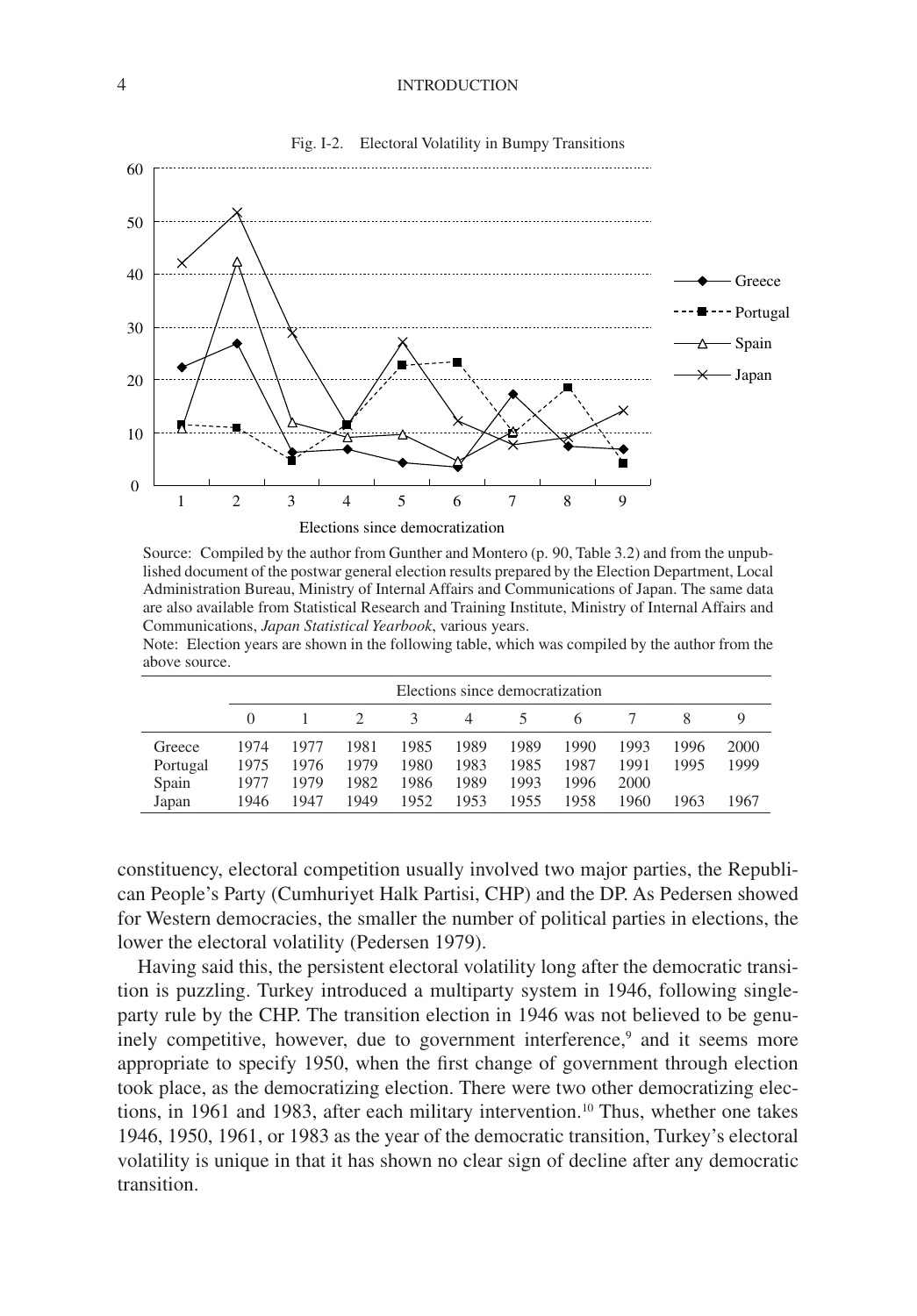Fig. I-2. Electoral Volatility in Bumpy Transitions

Source: Compiled by the author from Gunther and Montero (p. 90, Table 3.2) and from the unpublished document of the postwar general election results prepared by the Election Department, Local Administration Bureau, Ministry of Internal Affairs and Communications of Japan. The same data are also available from Statistical Research and Training Institute, Ministry of Internal Affairs and Communications, *Japan Statistical Yearbook*, various years.

Note: Election years are shown in the following table, which was compiled by the author from the above source.

| | Elections since democratization | | | | | | | | | |
|---|---|---|---|---|---|---|---|---|---|---|
| | 0 | 1 | 2 | 3 | 4 | 5 | 6 | 7 | 8 | 9 |
| Greece | 1974 | 1977 | 1981 | 1985 | 1989 | 1989 | 1990 | 1993 | 1996 | 2000 |
| Portugal | 1975 | 1976 | 1979 | 1980 | 1983 | 1985 | 1987 | 1991 | 1995 | 1999 |
| Spain | 1977 | 1979 | 1982 | 1986 | 1989 | 1993 | 1996 | 2000 | | |
| Japan | 1946 | 1947 | 1949 | 1952 | 1953 | 1955 | 1958 | 1960 | 1963 | 1967 |

constituency, electoral competition usually involved two major parties, the Republican People's Party (Cumhuriyet Halk Partisi, CHP) and the DP. As Pedersen showed for Western democracies, the smaller the number of political parties in elections, the lower the electoral volatility (Pedersen 1979).

Having said this, the persistent electoral volatility long after the democratic transition is puzzling. Turkey introduced a multiparty system in 1946, following single-party rule by the CHP. The transition election in 1946 was not believed to be genuinely competitive, however, due to government interference,[9] and it seems more appropriate to specify 1950, when the first change of government through election took place, as the democratizing election. There were two other democratizing elections, in 1961 and 1983, after each military intervention.[10] Thus, whether one takes 1946, 1950, 1961, or 1983 as the year of the democratic transition, Turkey's electoral volatility is unique in that it has shown no clear sign of decline after any democratic transition.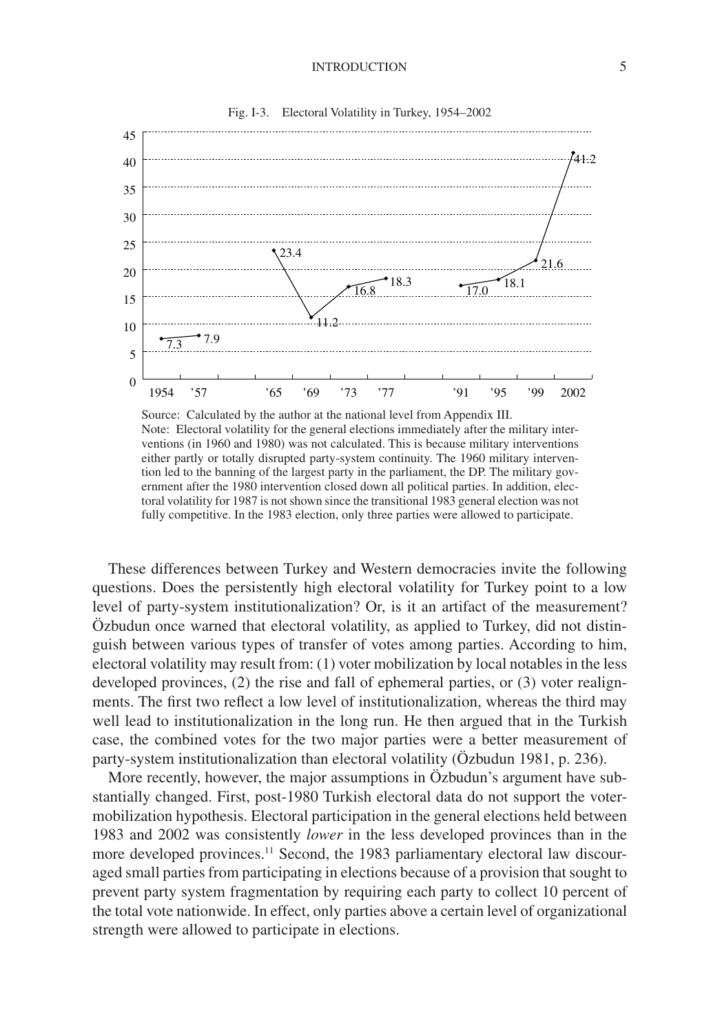Fig. I-3. Electoral Volatility in Turkey, 1954–2002

| Year | Electoral volatility |
|---|---|
| 1954 | 7.3 |
| '57 | 7.9 |
| '65 | 23.4 |
| '69 | 11.2 |
| '73 | 16.8 |
| '77 | 18.3 |
| '91 | 17.0 |
| '95 | 18.1 |
| '99 | 21.6 |
| 2002 | 41.2 |

Source: Calculated by the author at the national level from Appendix III.
Note: Electoral volatility for the general elections immediately after the military interventions (in 1960 and 1980) was not calculated. This is because military interventions either partly or totally disrupted party-system continuity. The 1960 military intervention led to the banning of the largest party in the parliament, the DP. The military government after the 1980 intervention closed down all political parties. In addition, electoral volatility for 1987 is not shown since the transitional 1983 general election was not fully competitive. In the 1983 election, only three parties were allowed to participate.

These differences between Turkey and Western democracies invite the following questions. Does the persistently high electoral volatility for Turkey point to a low level of party-system institutionalization? Or, is it an artifact of the measurement? Özbudun once warned that electoral volatility, as applied to Turkey, did not distinguish between various types of transfer of votes among parties. According to him, electoral volatility may result from: (1) voter mobilization by local notables in the less developed provinces, (2) the rise and fall of ephemeral parties, or (3) voter realignments. The first two reflect a low level of institutionalization, whereas the third may well lead to institutionalization in the long run. He then argued that in the Turkish case, the combined votes for the two major parties were a better measurement of party-system institutionalization than electoral volatility (Özbudun 1981, p. 236).

More recently, however, the major assumptions in Özbudun's argument have substantially changed. First, post-1980 Turkish electoral data do not support the voter-mobilization hypothesis. Electoral participation in the general elections held between 1983 and 2002 was consistently *lower* in the less developed provinces than in the more developed provinces.[11] Second, the 1983 parliamentary electoral law discouraged small parties from participating in elections because of a provision that sought to prevent party system fragmentation by requiring each party to collect 10 percent of the total vote nationwide. In effect, only parties above a certain level of organizational strength were allowed to participate in elections.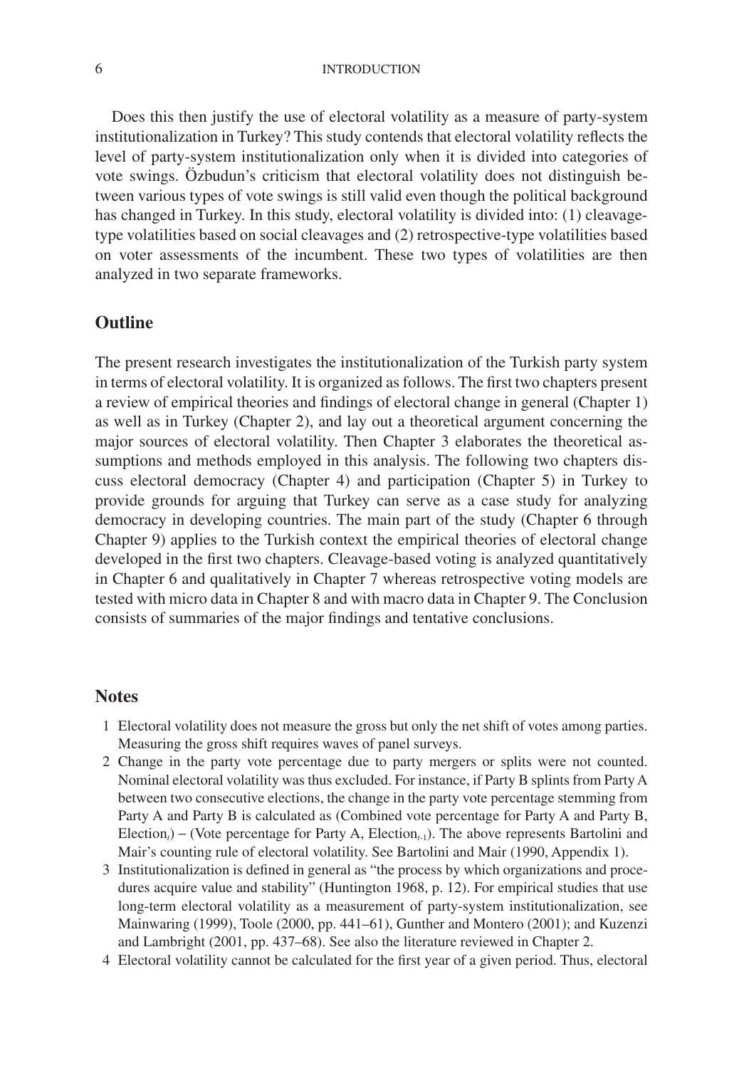Does this then justify the use of electoral volatility as a measure of party-system institutionalization in Turkey? This study contends that electoral volatility reflects the level of party-system institutionalization only when it is divided into categories of vote swings. Özbudun's criticism that electoral volatility does not distinguish between various types of vote swings is still valid even though the political background has changed in Turkey. In this study, electoral volatility is divided into: (1) cleavage-type volatilities based on social cleavages and (2) retrospective-type volatilities based on voter assessments of the incumbent. These two types of volatilities are then analyzed in two separate frameworks.

## Outline

The present research investigates the institutionalization of the Turkish party system in terms of electoral volatility. It is organized as follows. The first two chapters present a review of empirical theories and findings of electoral change in general (Chapter 1) as well as in Turkey (Chapter 2), and lay out a theoretical argument concerning the major sources of electoral volatility. Then Chapter 3 elaborates the theoretical assumptions and methods employed in this analysis. The following two chapters discuss electoral democracy (Chapter 4) and participation (Chapter 5) in Turkey to provide grounds for arguing that Turkey can serve as a case study for analyzing democracy in developing countries. The main part of the study (Chapter 6 through Chapter 9) applies to the Turkish context the empirical theories of electoral change developed in the first two chapters. Cleavage-based voting is analyzed quantitatively in Chapter 6 and qualitatively in Chapter 7 whereas retrospective voting models are tested with micro data in Chapter 8 and with macro data in Chapter 9. The Conclusion consists of summaries of the major findings and tentative conclusions.

## Notes

1. Electoral volatility does not measure the gross but only the net shift of votes among parties. Measuring the gross shift requires waves of panel surveys.
2. Change in the party vote percentage due to party mergers or splits were not counted. Nominal electoral volatility was thus excluded. For instance, if Party B splints from Party A between two consecutive elections, the change in the party vote percentage stemming from Party A and Party B is calculated as (Combined vote percentage for Party A and Party B, $\text{Election}_t$) – (Vote percentage for Party A, $\text{Election}_{t-1}$). The above represents Bartolini and Mair's counting rule of electoral volatility. See Bartolini and Mair (1990, Appendix 1).
3. Institutionalization is defined in general as "the process by which organizations and procedures acquire value and stability" (Huntington 1968, p. 12). For empirical studies that use long-term electoral volatility as a measurement of party-system institutionalization, see Mainwaring (1999), Toole (2000, pp. 441–61), Gunther and Montero (2001); and Kuzenzi and Lambright (2001, pp. 437–68). See also the literature reviewed in Chapter 2.
4. Electoral volatility cannot be calculated for the first year of a given period. Thus, electoral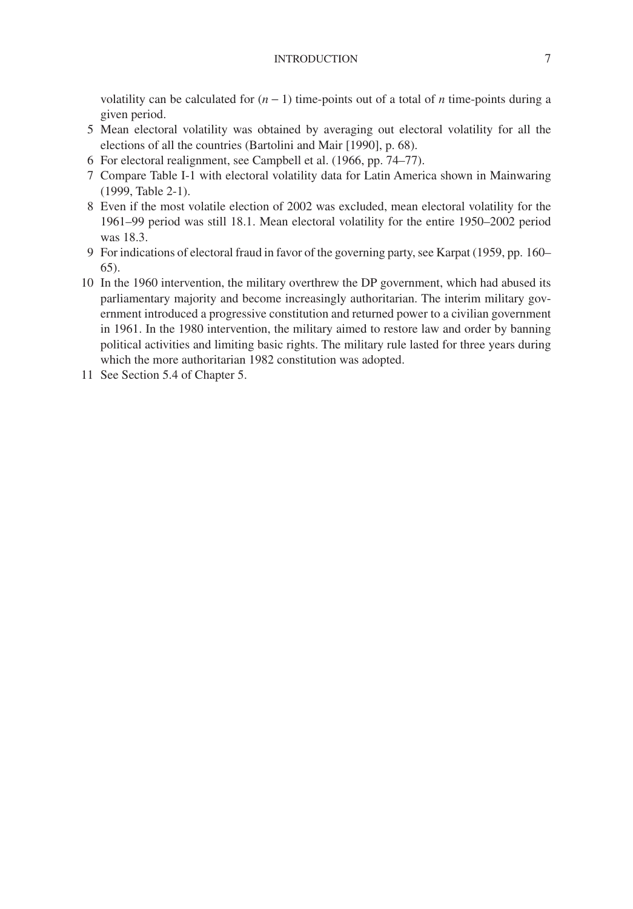volatility can be calculated for $(n - 1)$ time-points out of a total of $n$ time-points during a given period.

5 Mean electoral volatility was obtained by averaging out electoral volatility for all the elections of all the countries (Bartolini and Mair [1990], p. 68).

6 For electoral realignment, see Campbell et al. (1966, pp. 74–77).

7 Compare Table I-1 with electoral volatility data for Latin America shown in Mainwaring (1999, Table 2-1).

8 Even if the most volatile election of 2002 was excluded, mean electoral volatility for the 1961–99 period was still 18.1. Mean electoral volatility for the entire 1950–2002 period was 18.3.

9 For indications of electoral fraud in favor of the governing party, see Karpat (1959, pp. 160–65).

10 In the 1960 intervention, the military overthrew the DP government, which had abused its parliamentary majority and become increasingly authoritarian. The interim military government introduced a progressive constitution and returned power to a civilian government in 1961. In the 1980 intervention, the military aimed to restore law and order by banning political activities and limiting basic rights. The military rule lasted for three years during which the more authoritarian 1982 constitution was adopted.

11 See Section 5.4 of Chapter 5.